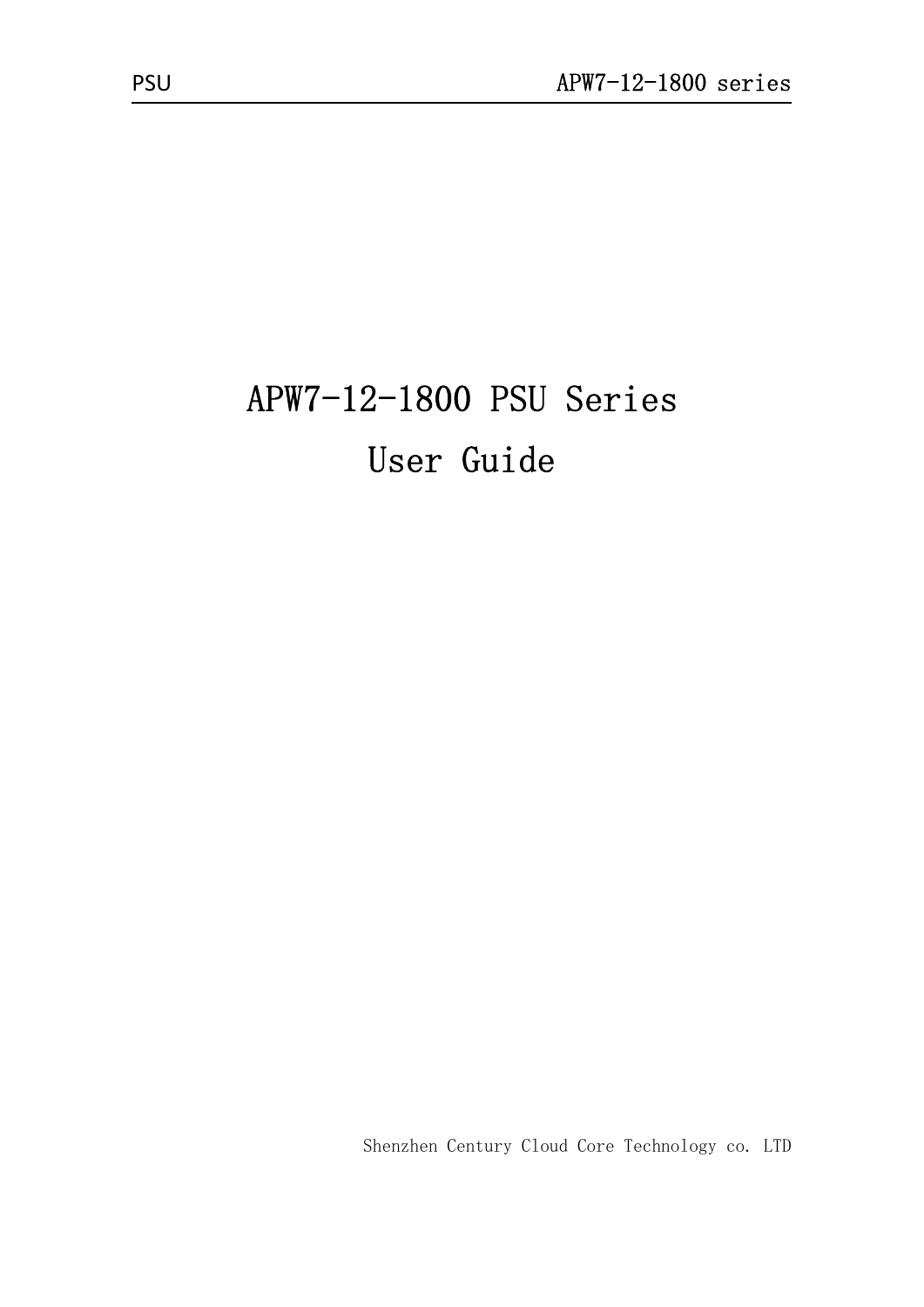# APW7-12-1800 PSU Series User Guide

Shenzhen Century Cloud Core Technology co. LTD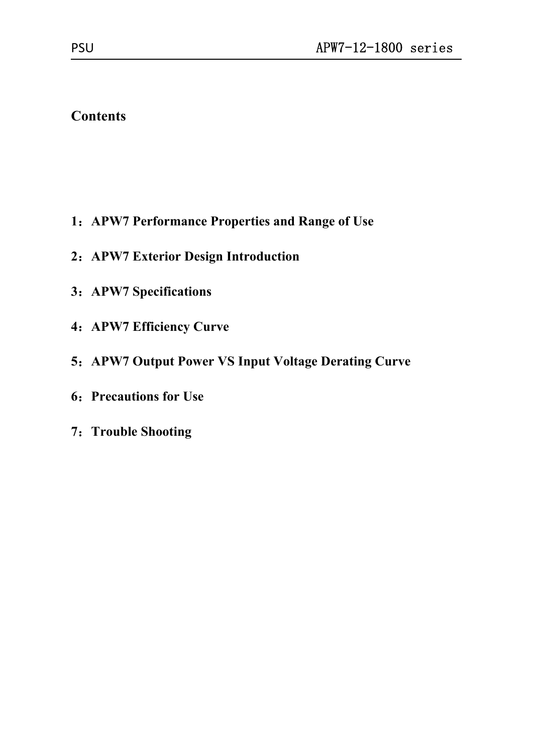## Contents

**1：APW7 Performance Properties and Range of Use**

**2：APW7 Exterior Design Introduction**

**3：APW7 Specifications**

**4：APW7 Efficiency Curve**

**5：APW7 Output Power VS Input Voltage Derating Curve**

**6：Precautions for Use**

**7：Trouble Shooting**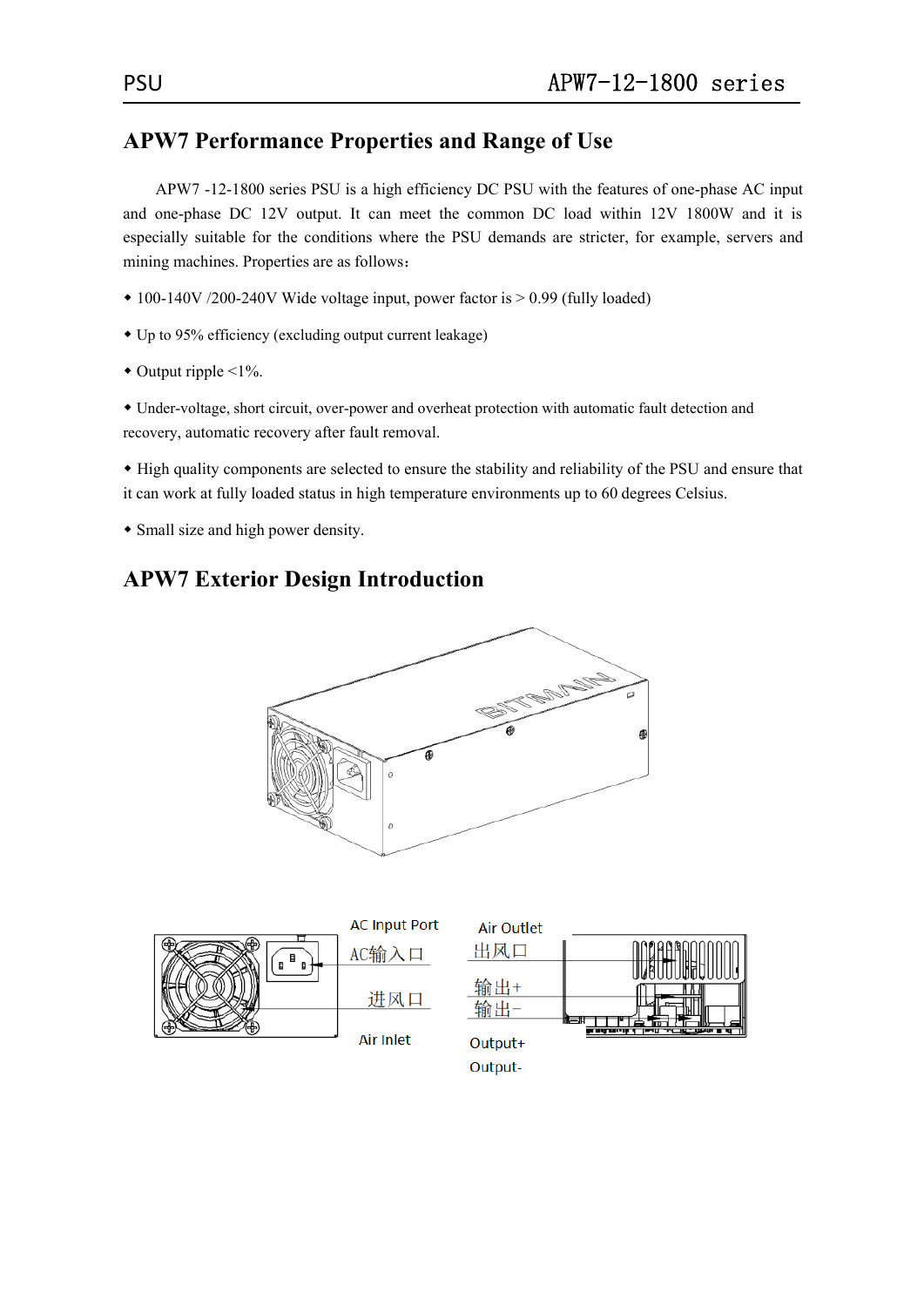## APW7 Performance Properties and Range of Use

APW7 -12-1800 series PSU is a high efficiency DC PSU with the features of one-phase AC input and one-phase DC 12V output. It can meet the common DC load within 12V 1800W and it is especially suitable for the conditions where the PSU demands are stricter, for example, servers and mining machines. Properties are as follows：

- 100-140V /200-240V Wide voltage input, power factor is > 0.99 (fully loaded)
- Up to 95% efficiency (excluding output current leakage)
- Output ripple <1%.
- Under-voltage, short circuit, over-power and overheat protection with automatic fault detection and recovery, automatic recovery after fault removal.
- High quality components are selected to ensure the stability and reliability of the PSU and ensure that it can work at fully loaded status in high temperature environments up to 60 degrees Celsius.
- Small size and high power density.

## APW7 Exterior Design Introduction

AC Input Port
AC输入口

进风口
Air Inlet

Air Outlet
出风口

输出+
输出-

Output+
Output-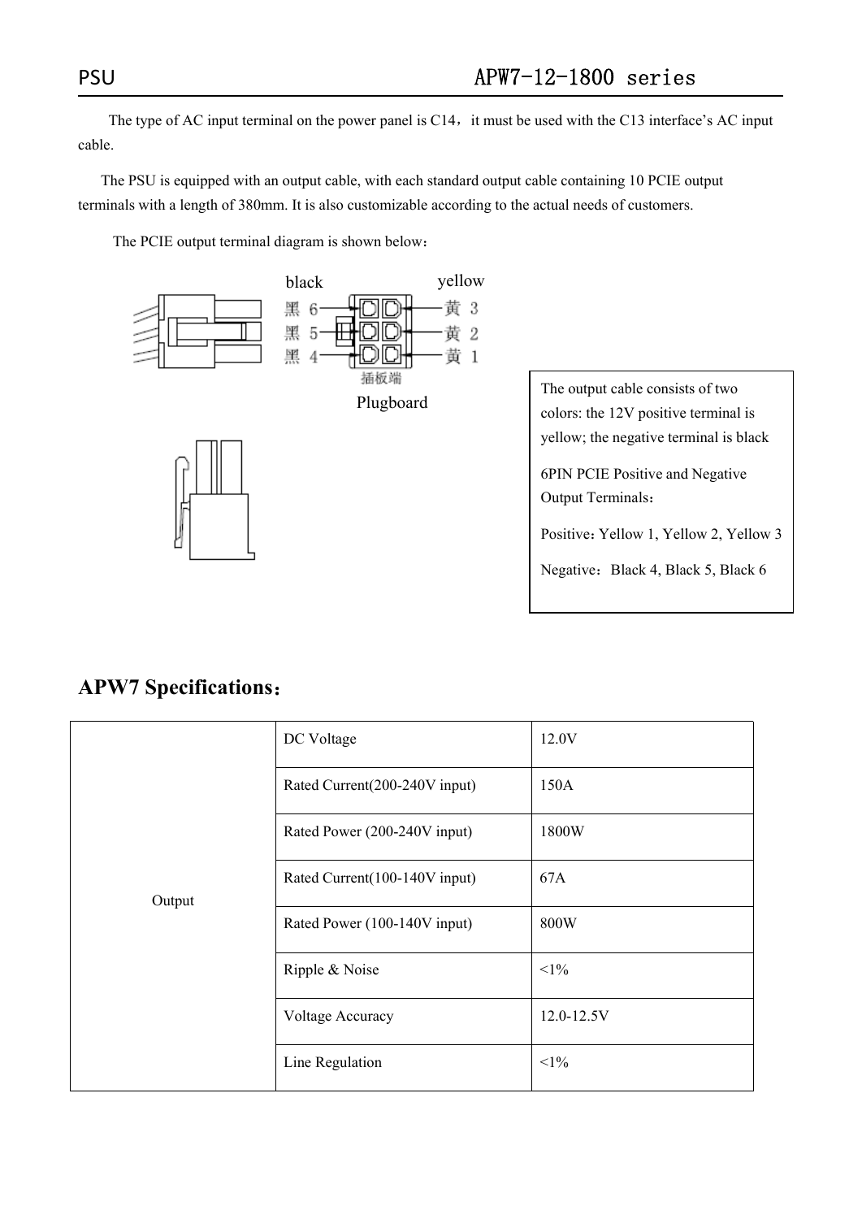The type of AC input terminal on the power panel is C14，it must be used with the C13 interface's AC input cable.

The PSU is equipped with an output cable, with each standard output cable containing 10 PCIE output terminals with a length of 380mm. It is also customizable according to the actual needs of customers.

The PCIE output terminal diagram is shown below：

black　　　　yellow

黑 6　　黄 3
黑 5　　黄 2
黑 4　　黄 1

插板端

Plugboard

The output cable consists of two colors: the 12V positive terminal is yellow; the negative terminal is black

6PIN PCIE Positive and Negative Output Terminals：

Positive：Yellow 1, Yellow 2, Yellow 3

Negative：Black 4, Black 5, Black 6

## APW7 Specifications：

| | | |
|---|---|---|
| Output | DC Voltage | 12.0V |
| | Rated Current(200-240V input) | 150A |
| | Rated Power (200-240V input) | 1800W |
| | Rated Current(100-140V input) | 67A |
| | Rated Power (100-140V input) | 800W |
| | Ripple & Noise | <1% |
| | Voltage Accuracy | 12.0-12.5V |
| | Line Regulation | <1% |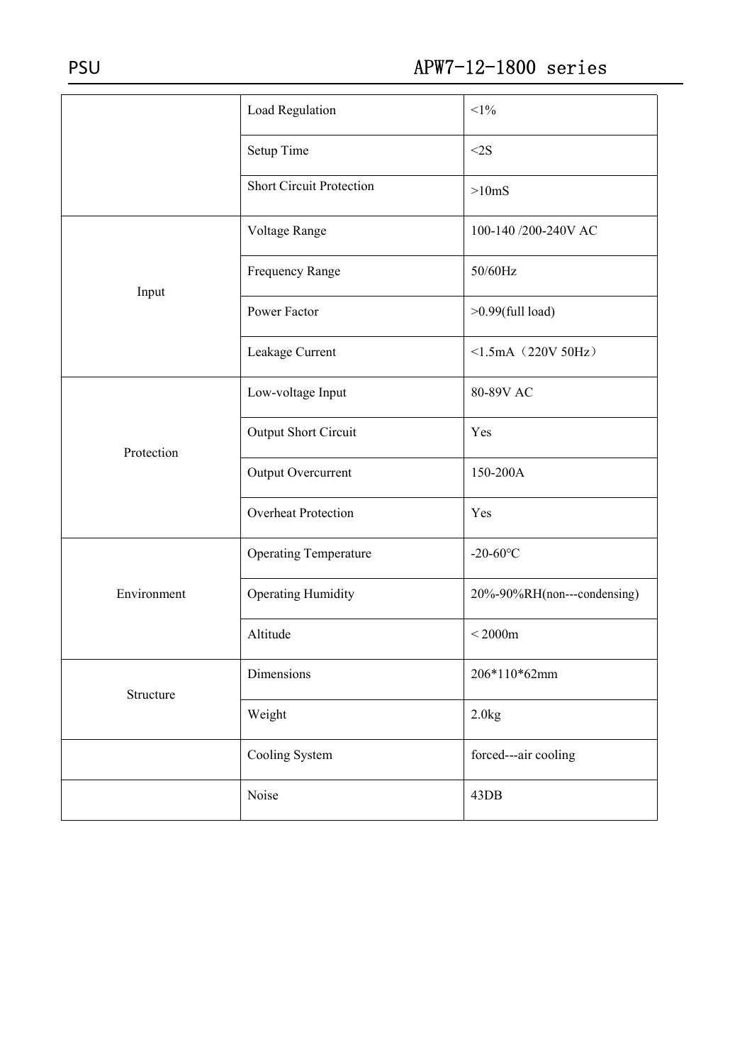|  |  |  |
|---|---|---|
|  | Load Regulation | <1% |
|  | Setup Time | <2S |
|  | Short Circuit Protection | >10mS |
| Input | Voltage Range | 100-140 /200-240V AC |
|  | Frequency Range | 50/60Hz |
|  | Power Factor | >0.99(full load) |
|  | Leakage Current | <1.5mA（220V 50Hz） |
| Protection | Low-voltage Input | 80-89V AC |
|  | Output Short Circuit | Yes |
|  | Output Overcurrent | 150-200A |
|  | Overheat Protection | Yes |
| Environment | Operating Temperature | -20-60℃ |
|  | Operating Humidity | 20%-90%RH(non---condensing) |
|  | Altitude | < 2000m |
| Structure | Dimensions | 206*110*62mm |
|  | Weight | 2.0kg |
|  | Cooling System | forced---air cooling |
|  | Noise | 43DB |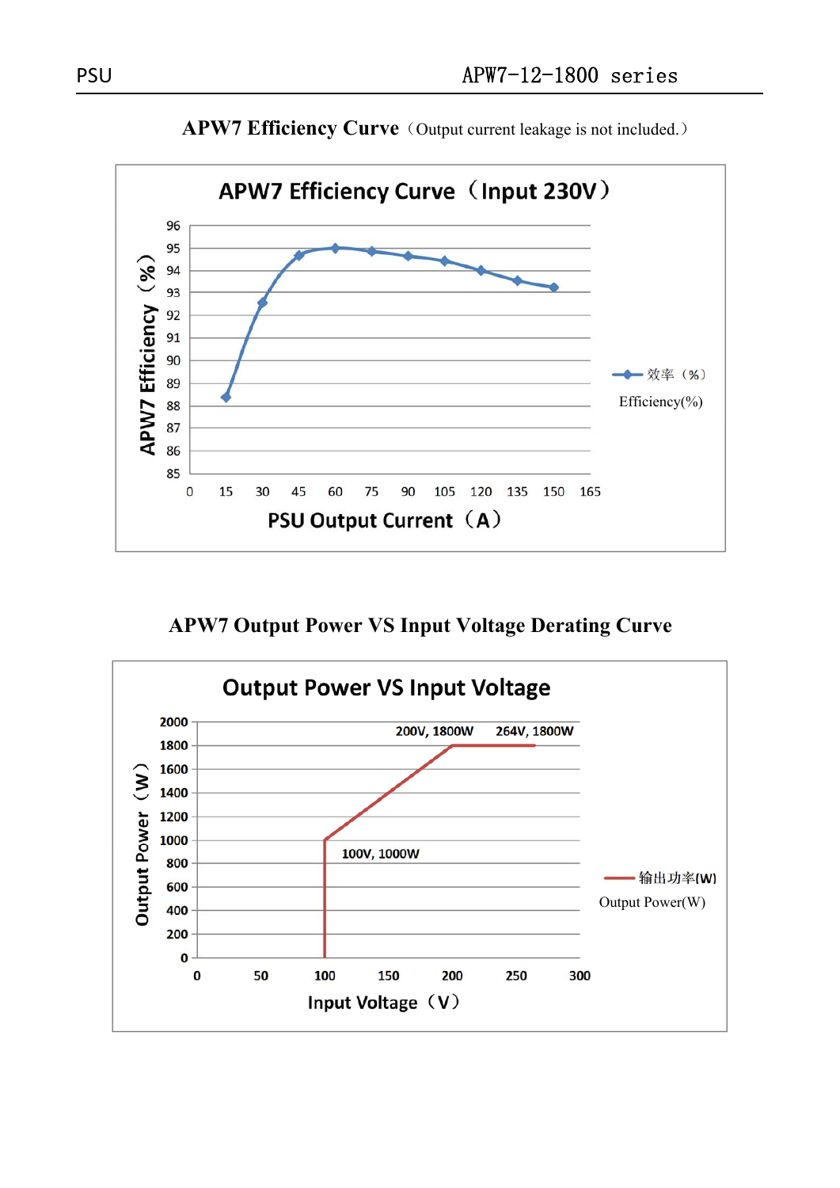## APW7 Efficiency Curve（Output current leakage is not included.）

**APW7 Efficiency Curve（Input 230V）**

APW7 Efficiency（%）

96
95
94
93
92
91
90
89
88
87
86
85

0 15 30 45 60 75 90 105 120 135 150 165

PSU Output Current（A）

效率（%）
Efficiency(%)

## APW7 Output Power VS Input Voltage Derating Curve

**Output Power VS Input Voltage**

Output Power（W）

2000
1800
1600
1400
1200
1000
800
600
400
200
0

0 50 100 150 200 250 300

Input Voltage（V）

200V, 1800W
264V, 1800W
100V, 1000W

输出功率(W)
Output Power(W)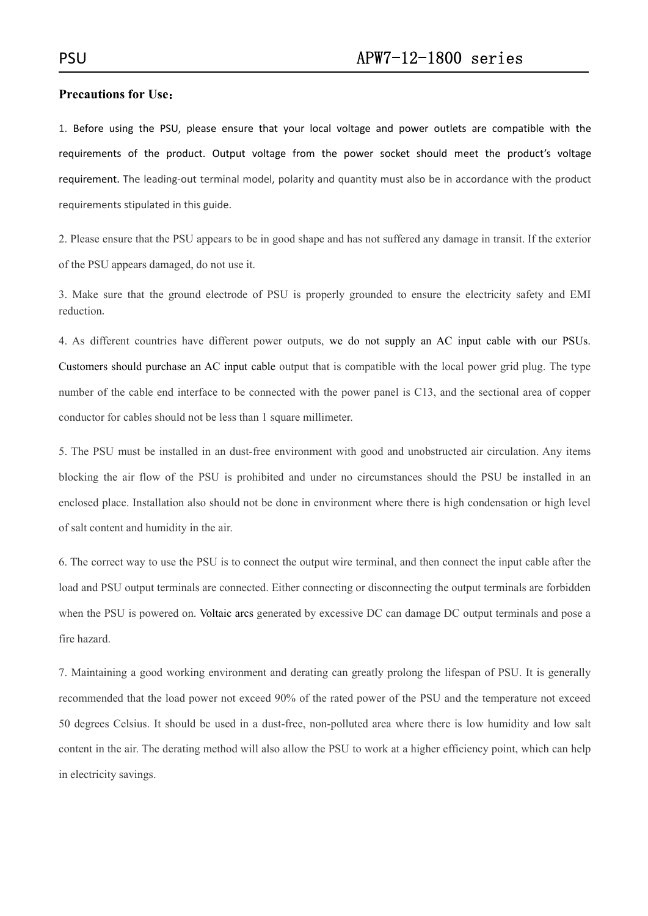**Precautions for Use**：

1. Before using the PSU, please ensure that your local voltage and power outlets are compatible with the requirements of the product. Output voltage from the power socket should meet the product's voltage requirement. The leading-out terminal model, polarity and quantity must also be in accordance with the product requirements stipulated in this guide.

2. Please ensure that the PSU appears to be in good shape and has not suffered any damage in transit. If the exterior of the PSU appears damaged, do not use it.

3. Make sure that the ground electrode of PSU is properly grounded to ensure the electricity safety and EMI reduction.

4. As different countries have different power outputs, we do not supply an AC input cable with our PSUs. Customers should purchase an AC input cable output that is compatible with the local power grid plug. The type number of the cable end interface to be connected with the power panel is C13, and the sectional area of copper conductor for cables should not be less than 1 square millimeter.

5. The PSU must be installed in an dust-free environment with good and unobstructed air circulation. Any items blocking the air flow of the PSU is prohibited and under no circumstances should the PSU be installed in an enclosed place. Installation also should not be done in environment where there is high condensation or high level of salt content and humidity in the air.

6. The correct way to use the PSU is to connect the output wire terminal, and then connect the input cable after the load and PSU output terminals are connected. Either connecting or disconnecting the output terminals are forbidden when the PSU is powered on. Voltaic arcs generated by excessive DC can damage DC output terminals and pose a fire hazard.

7. Maintaining a good working environment and derating can greatly prolong the lifespan of PSU. It is generally recommended that the load power not exceed 90% of the rated power of the PSU and the temperature not exceed 50 degrees Celsius. It should be used in a dust-free, non-polluted area where there is low humidity and low salt content in the air. The derating method will also allow the PSU to work at a higher efficiency point, which can help in electricity savings.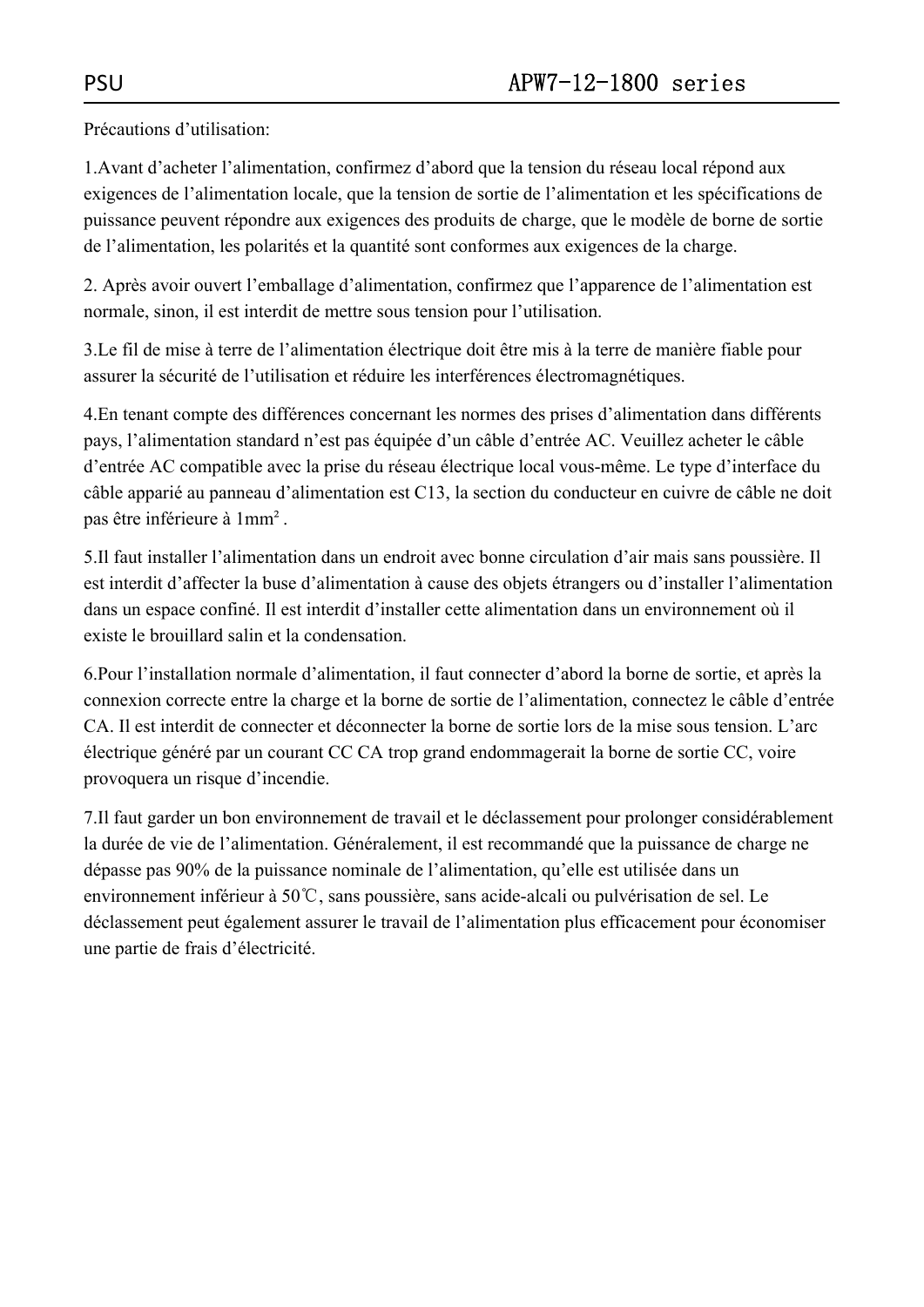Précautions d'utilisation:

1.Avant d'acheter l'alimentation, confirmez d'abord que la tension du réseau local répond aux exigences de l'alimentation locale, que la tension de sortie de l'alimentation et les spécifications de puissance peuvent répondre aux exigences des produits de charge, que le modèle de borne de sortie de l'alimentation, les polarités et la quantité sont conformes aux exigences de la charge.

2. Après avoir ouvert l'emballage d'alimentation, confirmez que l'apparence de l'alimentation est normale, sinon, il est interdit de mettre sous tension pour l'utilisation.

3.Le fil de mise à terre de l'alimentation électrique doit être mis à la terre de manière fiable pour assurer la sécurité de l'utilisation et réduire les interférences électromagnétiques.

4.En tenant compte des différences concernant les normes des prises d'alimentation dans différents pays, l'alimentation standard n'est pas équipée d'un câble d'entrée AC. Veuillez acheter le câble d'entrée AC compatible avec la prise du réseau électrique local vous-même. Le type d'interface du câble apparié au panneau d'alimentation est C13, la section du conducteur en cuivre de câble ne doit pas être inférieure à 1mm² .

5.Il faut installer l'alimentation dans un endroit avec bonne circulation d'air mais sans poussière. Il est interdit d'affecter la buse d'alimentation à cause des objets étrangers ou d'installer l'alimentation dans un espace confiné. Il est interdit d'installer cette alimentation dans un environnement où il existe le brouillard salin et la condensation.

6.Pour l'installation normale d'alimentation, il faut connecter d'abord la borne de sortie, et après la connexion correcte entre la charge et la borne de sortie de l'alimentation, connectez le câble d'entrée CA. Il est interdit de connecter et déconnecter la borne de sortie lors de la mise sous tension. L'arc électrique généré par un courant CC CA trop grand endommagerait la borne de sortie CC, voire provoquera un risque d'incendie.

7.Il faut garder un bon environnement de travail et le déclassement pour prolonger considérablement la durée de vie de l'alimentation. Généralement, il est recommandé que la puissance de charge ne dépasse pas 90% de la puissance nominale de l'alimentation, qu'elle est utilisée dans un environnement inférieur à 50℃, sans poussière, sans acide-alcali ou pulvérisation de sel. Le déclassement peut également assurer le travail de l'alimentation plus efficacement pour économiser une partie de frais d'électricité.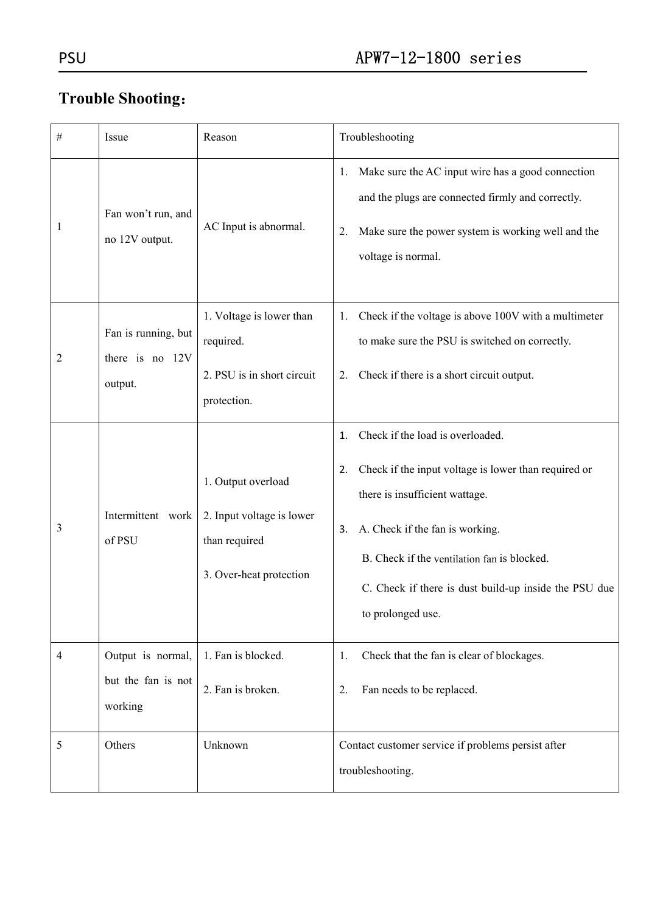## Trouble Shooting：

| # | Issue | Reason | Troubleshooting |
|---|---|---|---|
| 1 | Fan won't run, and no 12V output. | AC Input is abnormal. | 1. Make sure the AC input wire has a good connection and the plugs are connected firmly and correctly.<br>2. Make sure the power system is working well and the voltage is normal. |
| 2 | Fan is running, but there is no 12V output. | 1. Voltage is lower than required.<br>2. PSU is in short circuit protection. | 1. Check if the voltage is above 100V with a multimeter to make sure the PSU is switched on correctly.<br>2. Check if there is a short circuit output. |
| 3 | Intermittent work of PSU | 1. Output overload<br>2. Input voltage is lower than required<br>3. Over-heat protection | 1. Check if the load is overloaded.<br>2. Check if the input voltage is lower than required or there is insufficient wattage.<br>3. A. Check if the fan is working.<br>B. Check if the ventilation fan is blocked.<br>C. Check if there is dust build-up inside the PSU due to prolonged use. |
| 4 | Output is normal, but the fan is not working | 1. Fan is blocked.<br>2. Fan is broken. | 1. Check that the fan is clear of blockages.<br>2. Fan needs to be replaced. |
| 5 | Others | Unknown | Contact customer service if problems persist after troubleshooting. |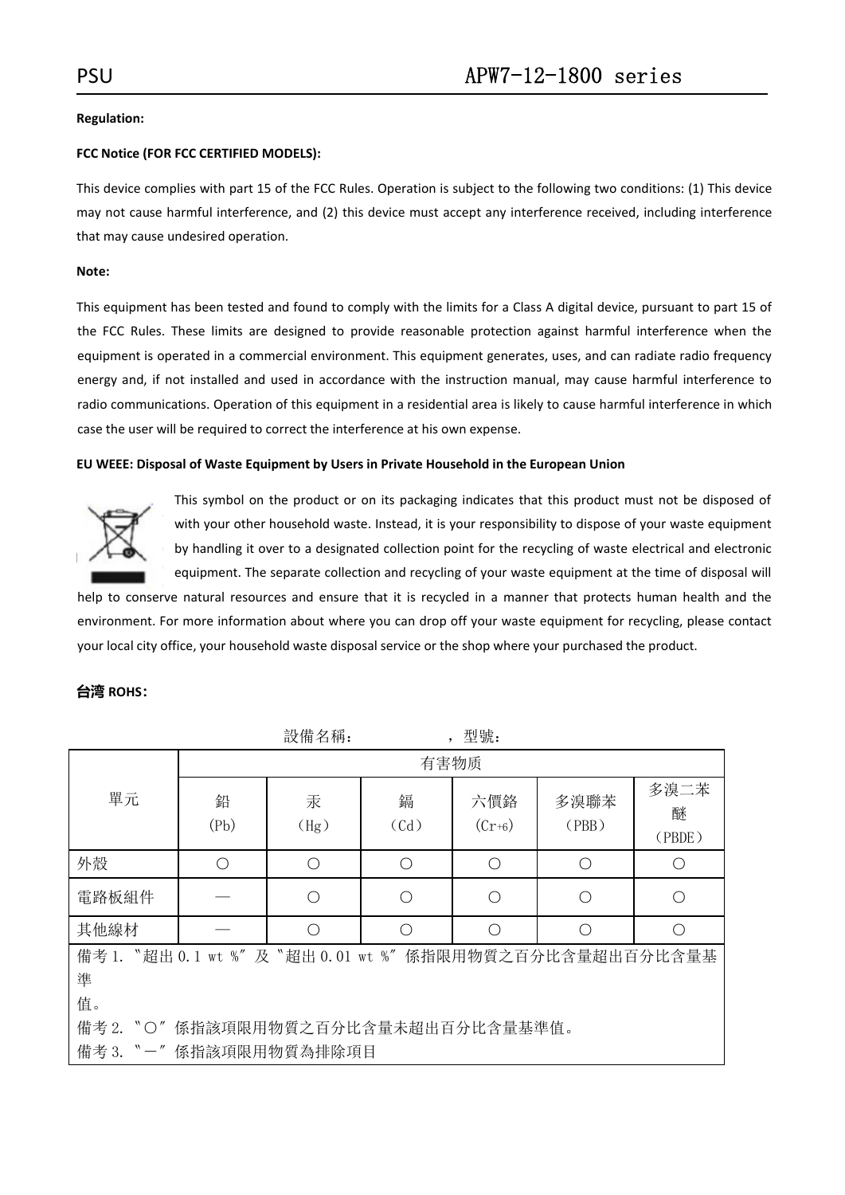**Regulation:**

**FCC Notice (FOR FCC CERTIFIED MODELS):**

This device complies with part 15 of the FCC Rules. Operation is subject to the following two conditions: (1) This device may not cause harmful interference, and (2) this device must accept any interference received, including interference that may cause undesired operation.

**Note:**

This equipment has been tested and found to comply with the limits for a Class A digital device, pursuant to part 15 of the FCC Rules. These limits are designed to provide reasonable protection against harmful interference when the equipment is operated in a commercial environment. This equipment generates, uses, and can radiate radio frequency energy and, if not installed and used in accordance with the instruction manual, may cause harmful interference to radio communications. Operation of this equipment in a residential area is likely to cause harmful interference in which case the user will be required to correct the interference at his own expense.

**EU WEEE: Disposal of Waste Equipment by Users in Private Household in the European Union**

This symbol on the product or on its packaging indicates that this product must not be disposed of with your other household waste. Instead, it is your responsibility to dispose of your waste equipment by handling it over to a designated collection point for the recycling of waste electrical and electronic equipment. The separate collection and recycling of your waste equipment at the time of disposal will help to conserve natural resources and ensure that it is recycled in a manner that protects human health and the environment. For more information about where you can drop off your waste equipment for recycling, please contact your local city office, your household waste disposal service or the shop where your purchased the product.

**台湾 ROHS:**

設備名稱：　　　　，型號：

| 單元 | 有害物质 | | | | | |
|---|---|---|---|---|---|---|
| | 鉛 (Pb) | 汞 (Hg) | 鎘 (Cd) | 六價鉻 ($Cr^{+6}$) | 多溴聯苯 (PBB) | 多溴二苯醚 (PBDE) |
| 外殼 | ○ | ○ | ○ | ○ | ○ | ○ |
| 電路板組件 | — | ○ | ○ | ○ | ○ | ○ |
| 其他線材 | — | ○ | ○ | ○ | ○ | ○ |

備考 1. 〝超出 0.1 wt %〞及〝超出 0.01 wt %〞係指限用物質之百分比含量超出百分比含量基準值。

備考 2. 〝○〞係指該項限用物質之百分比含量未超出百分比含量基準值。

備考 3. 〝－〞係指該項限用物質為排除項目